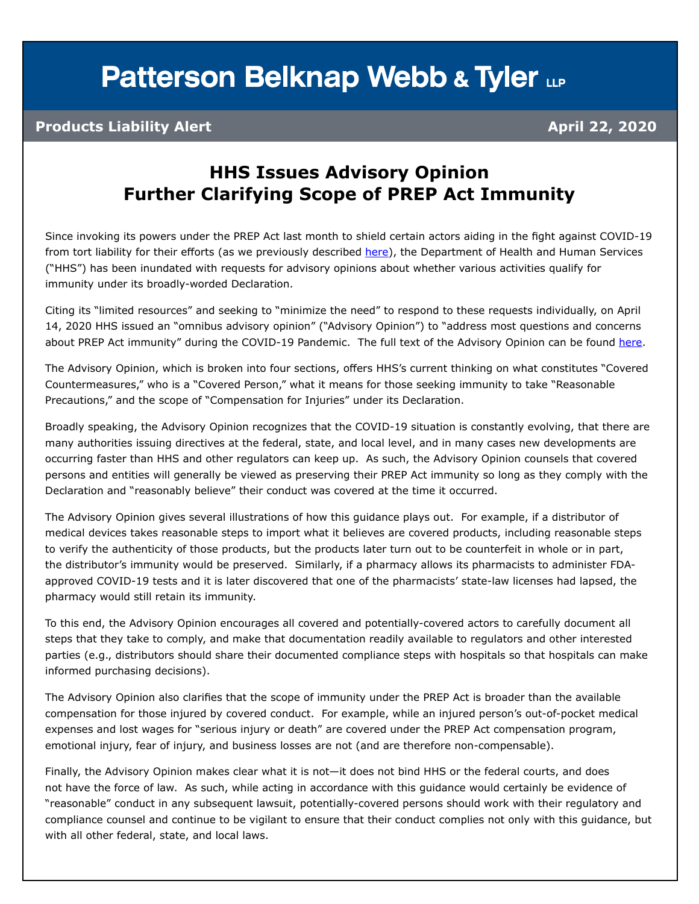# Patterson Belknap Webb & Tyler LLP

**Products Liability Alert** **April 22, 2020**

## HHS Issues Advisory Opinion Further Clarifying Scope of PREP Act Immunity

Since invoking its powers under the PREP Act last month to shield certain actors aiding in the fight against COVID-19 from tort liability for their efforts (as we previously described here), the Department of Health and Human Services ("HHS") has been inundated with requests for advisory opinions about whether various activities qualify for immunity under its broadly-worded Declaration.

Citing its "limited resources" and seeking to "minimize the need" to respond to these requests individually, on April 14, 2020 HHS issued an "omnibus advisory opinion" ("Advisory Opinion") to "address most questions and concerns about PREP Act immunity" during the COVID-19 Pandemic. The full text of the Advisory Opinion can be found here.

The Advisory Opinion, which is broken into four sections, offers HHS's current thinking on what constitutes "Covered Countermeasures," who is a "Covered Person," what it means for those seeking immunity to take "Reasonable Precautions," and the scope of "Compensation for Injuries" under its Declaration.

Broadly speaking, the Advisory Opinion recognizes that the COVID-19 situation is constantly evolving, that there are many authorities issuing directives at the federal, state, and local level, and in many cases new developments are occurring faster than HHS and other regulators can keep up. As such, the Advisory Opinion counsels that covered persons and entities will generally be viewed as preserving their PREP Act immunity so long as they comply with the Declaration and "reasonably believe" their conduct was covered at the time it occurred.

The Advisory Opinion gives several illustrations of how this guidance plays out. For example, if a distributor of medical devices takes reasonable steps to import what it believes are covered products, including reasonable steps to verify the authenticity of those products, but the products later turn out to be counterfeit in whole or in part, the distributor's immunity would be preserved. Similarly, if a pharmacy allows its pharmacists to administer FDA-approved COVID-19 tests and it is later discovered that one of the pharmacists' state-law licenses had lapsed, the pharmacy would still retain its immunity.

To this end, the Advisory Opinion encourages all covered and potentially-covered actors to carefully document all steps that they take to comply, and make that documentation readily available to regulators and other interested parties (e.g., distributors should share their documented compliance steps with hospitals so that hospitals can make informed purchasing decisions).

The Advisory Opinion also clarifies that the scope of immunity under the PREP Act is broader than the available compensation for those injured by covered conduct. For example, while an injured person's out-of-pocket medical expenses and lost wages for "serious injury or death" are covered under the PREP Act compensation program, emotional injury, fear of injury, and business losses are not (and are therefore non-compensable).

Finally, the Advisory Opinion makes clear what it is not—it does not bind HHS or the federal courts, and does not have the force of law. As such, while acting in accordance with this guidance would certainly be evidence of "reasonable" conduct in any subsequent lawsuit, potentially-covered persons should work with their regulatory and compliance counsel and continue to be vigilant to ensure that their conduct complies not only with this guidance, but with all other federal, state, and local laws.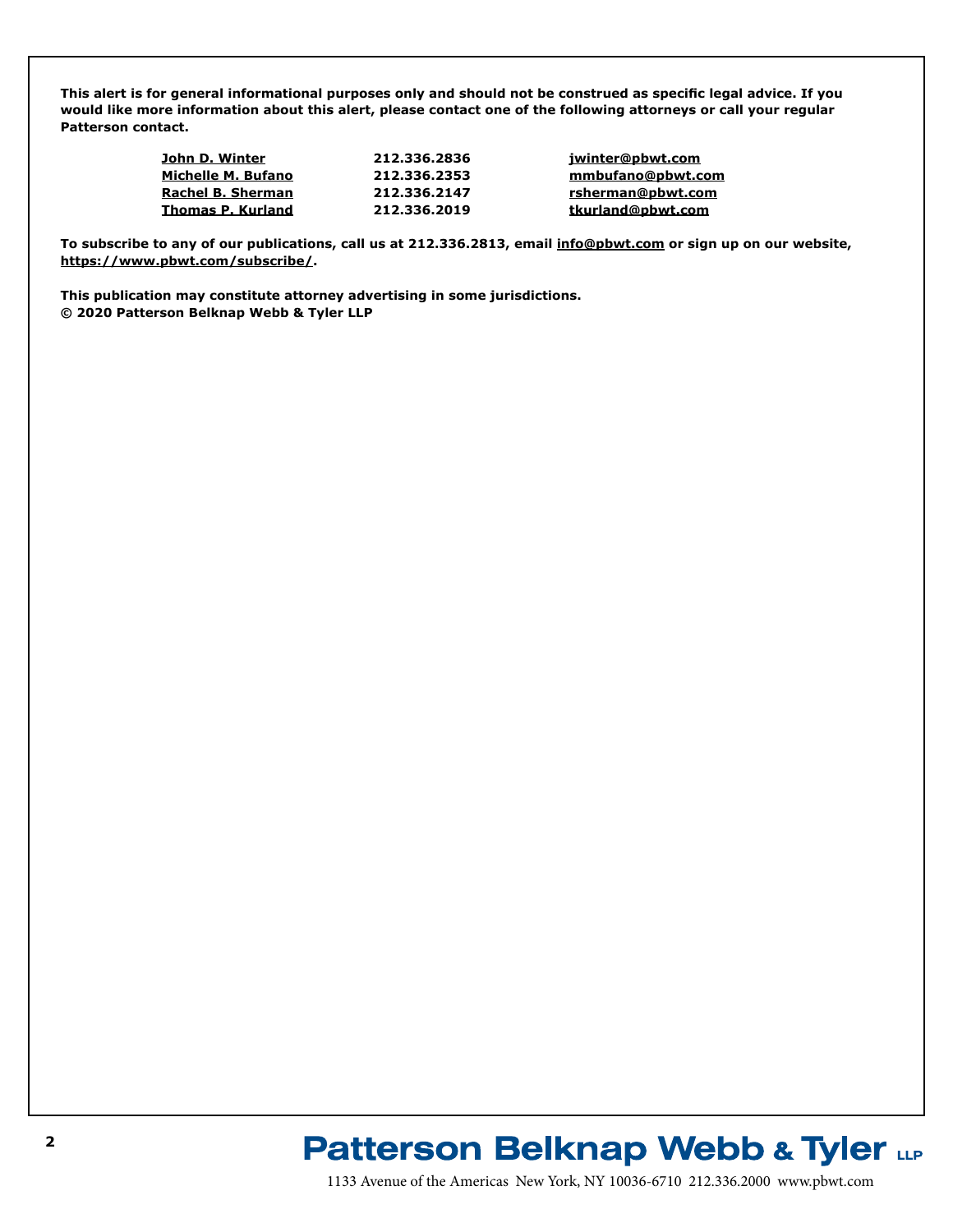**This alert is for general informational purposes only and should not be construed as specific legal advice. If you would like more information about this alert, please contact one of the following attorneys or call your regular Patterson contact.**

| | | |
|---|---|---|
| **John D. Winter** | **212.336.2836** | **jwinter@pbwt.com** |
| **Michelle M. Bufano** | **212.336.2353** | **mmbufano@pbwt.com** |
| **Rachel B. Sherman** | **212.336.2147** | **rsherman@pbwt.com** |
| **Thomas P. Kurland** | **212.336.2019** | **tkurland@pbwt.com** |

**To subscribe to any of our publications, call us at 212.336.2813, email info@pbwt.com or sign up on our website, https://www.pbwt.com/subscribe/.**

**This publication may constitute attorney advertising in some jurisdictions.**
**© 2020 Patterson Belknap Webb & Tyler LLP**